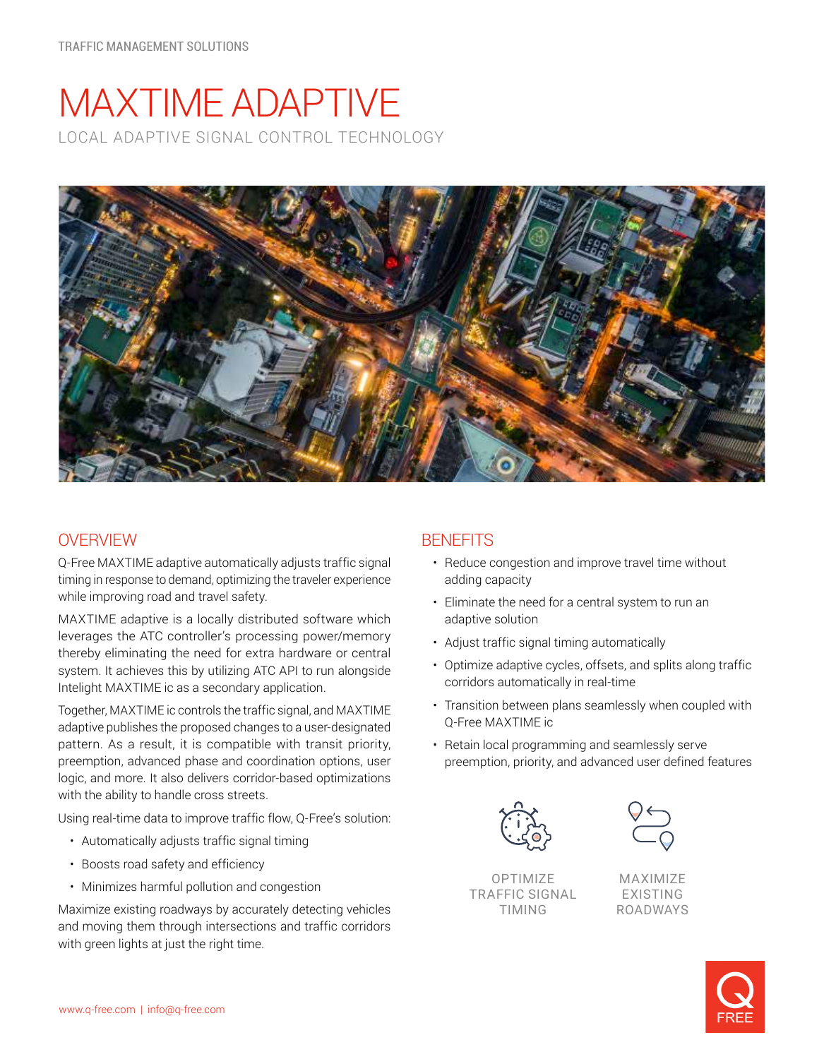TRAFFIC MANAGEMENT SOLUTIONS

# MAXTIME ADAPTIVE

LOCAL ADAPTIVE SIGNAL CONTROL TECHNOLOGY

## OVERVIEW

Q-Free MAXTIME adaptive automatically adjusts traffic signal timing in response to demand, optimizing the traveler experience while improving road and travel safety.

MAXTIME adaptive is a locally distributed software which leverages the ATC controller's processing power/memory thereby eliminating the need for extra hardware or central system. It achieves this by utilizing ATC API to run alongside Intelight MAXTIME ic as a secondary application.

Together, MAXTIME ic controls the traffic signal, and MAXTIME adaptive publishes the proposed changes to a user-designated pattern. As a result, it is compatible with transit priority, preemption, advanced phase and coordination options, user logic, and more. It also delivers corridor-based optimizations with the ability to handle cross streets.

Using real-time data to improve traffic flow, Q-Free's solution:

- Automatically adjusts traffic signal timing
- Boosts road safety and efficiency
- Minimizes harmful pollution and congestion

Maximize existing roadways by accurately detecting vehicles and moving them through intersections and traffic corridors with green lights at just the right time.

## BENEFITS

- Reduce congestion and improve travel time without adding capacity
- Eliminate the need for a central system to run an adaptive solution
- Adjust traffic signal timing automatically
- Optimize adaptive cycles, offsets, and splits along traffic corridors automatically in real-time
- Transition between plans seamlessly when coupled with Q-Free MAXTIME ic
- Retain local programming and seamlessly serve preemption, priority, and advanced user defined features

OPTIMIZE TRAFFIC SIGNAL TIMING

MAXIMIZE EXISTING ROADWAYS

www.q-free.com | info@q-free.com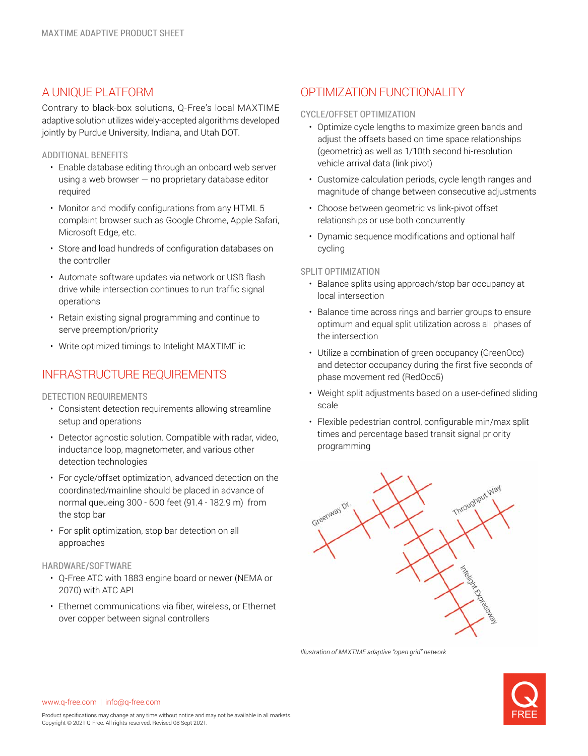## A UNIQUE PLATFORM

Contrary to black-box solutions, Q-Free's local MAXTIME adaptive solution utilizes widely-accepted algorithms developed jointly by Purdue University, Indiana, and Utah DOT.

### ADDITIONAL BENEFITS

- Enable database editing through an onboard web server using a web browser — no proprietary database editor required
- Monitor and modify configurations from any HTML 5 complaint browser such as Google Chrome, Apple Safari, Microsoft Edge, etc.
- Store and load hundreds of configuration databases on the controller
- Automate software updates via network or USB flash drive while intersection continues to run traffic signal operations
- Retain existing signal programming and continue to serve preemption/priority
- Write optimized timings to Intelight MAXTIME ic

## INFRASTRUCTURE REQUIREMENTS

### DETECTION REQUIREMENTS

- Consistent detection requirements allowing streamline setup and operations
- Detector agnostic solution. Compatible with radar, video, inductance loop, magnetometer, and various other detection technologies
- For cycle/offset optimization, advanced detection on the coordinated/mainline should be placed in advance of normal queueing 300 - 600 feet (91.4 - 182.9 m) from the stop bar
- For split optimization, stop bar detection on all approaches

### HARDWARE/SOFTWARE

- Q-Free ATC with 1883 engine board or newer (NEMA or 2070) with ATC API
- Ethernet communications via fiber, wireless, or Ethernet over copper between signal controllers

## OPTIMIZATION FUNCTIONALITY

### CYCLE/OFFSET OPTIMIZATION

- Optimize cycle lengths to maximize green bands and adjust the offsets based on time space relationships (geometric) as well as 1/10th second hi-resolution vehicle arrival data (link pivot)
- Customize calculation periods, cycle length ranges and magnitude of change between consecutive adjustments
- Choose between geometric vs link-pivot offset relationships or use both concurrently
- Dynamic sequence modifications and optional half cycling

### SPLIT OPTIMIZATION

- Balance splits using approach/stop bar occupancy at local intersection
- Balance time across rings and barrier groups to ensure optimum and equal split utilization across all phases of the intersection
- Utilize a combination of green occupancy (GreenOcc) and detector occupancy during the first five seconds of phase movement red (RedOcc5)
- Weight split adjustments based on a user-defined sliding scale
- Flexible pedestrian control, configurable min/max split times and percentage based transit signal priority programming

Greenway Dr
Throughput Way
Intelight Expressway

*Illustration of MAXTIME adaptive "open grid" network*

www.q-free.com | info@q-free.com

Product specifications may change at any time without notice and may not be available in all markets.
Copyright © 2021 Q-Free. All rights reserved. Revised 08 Sept 2021.